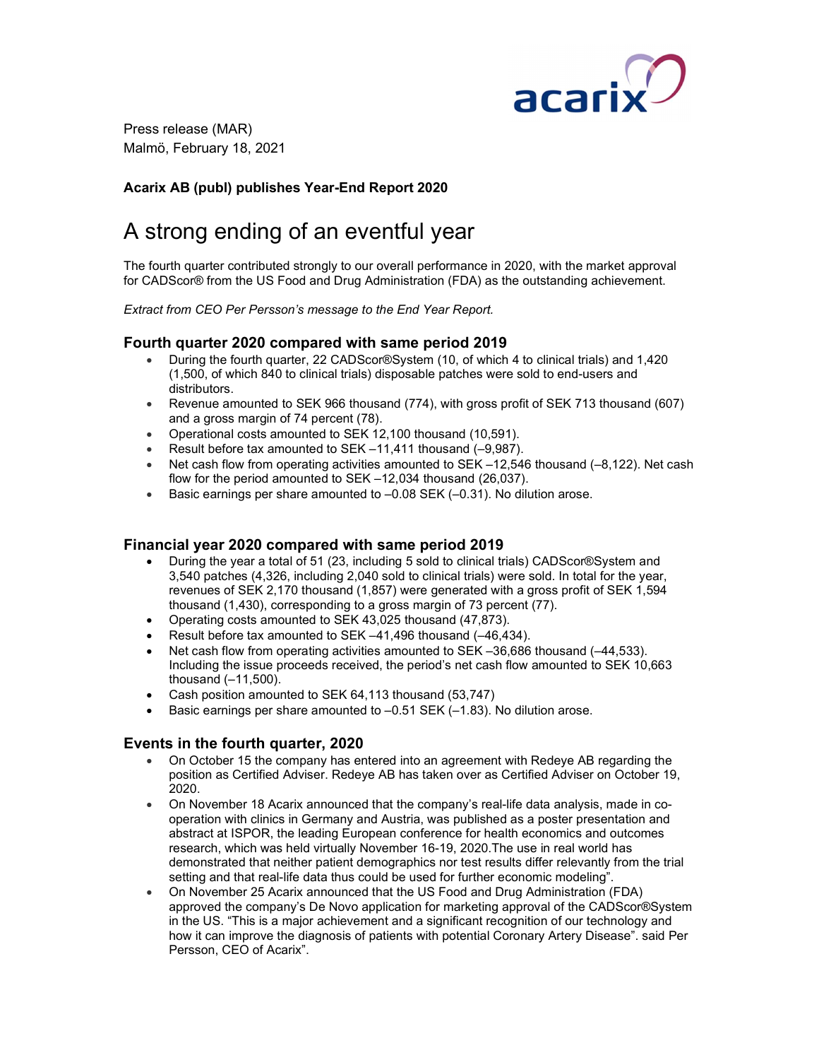Press release (MAR)
Malmö, February 18, 2021

**Acarix AB (publ) publishes Year-End Report 2020**

# A strong ending of an eventful year

The fourth quarter contributed strongly to our overall performance in 2020, with the market approval for CADScor® from the US Food and Drug Administration (FDA) as the outstanding achievement.

*Extract from CEO Per Persson's message to the End Year Report.*

## Fourth quarter 2020 compared with same period 2019

- During the fourth quarter, 22 CADScor®System (10, of which 4 to clinical trials) and 1,420 (1,500, of which 840 to clinical trials) disposable patches were sold to end-users and distributors.
- Revenue amounted to SEK 966 thousand (774), with gross profit of SEK 713 thousand (607) and a gross margin of 74 percent (78).
- Operational costs amounted to SEK 12,100 thousand (10,591).
- Result before tax amounted to SEK –11,411 thousand (–9,987).
- Net cash flow from operating activities amounted to SEK –12,546 thousand (–8,122). Net cash flow for the period amounted to SEK –12,034 thousand (26,037).
- Basic earnings per share amounted to –0.08 SEK (–0.31). No dilution arose.

## Financial year 2020 compared with same period 2019

- During the year a total of 51 (23, including 5 sold to clinical trials) CADScor®System and 3,540 patches (4,326, including 2,040 sold to clinical trials) were sold. In total for the year, revenues of SEK 2,170 thousand (1,857) were generated with a gross profit of SEK 1,594 thousand (1,430), corresponding to a gross margin of 73 percent (77).
- Operating costs amounted to SEK 43,025 thousand (47,873).
- Result before tax amounted to SEK –41,496 thousand (–46,434).
- Net cash flow from operating activities amounted to SEK –36,686 thousand (–44,533). Including the issue proceeds received, the period's net cash flow amounted to SEK 10,663 thousand (–11,500).
- Cash position amounted to SEK 64,113 thousand (53,747)
- Basic earnings per share amounted to –0.51 SEK (–1.83). No dilution arose.

## Events in the fourth quarter, 2020

- On October 15 the company has entered into an agreement with Redeye AB regarding the position as Certified Adviser. Redeye AB has taken over as Certified Adviser on October 19, 2020.
- On November 18 Acarix announced that the company's real-life data analysis, made in co-operation with clinics in Germany and Austria, was published as a poster presentation and abstract at ISPOR, the leading European conference for health economics and outcomes research, which was held virtually November 16-19, 2020.The use in real world has demonstrated that neither patient demographics nor test results differ relevantly from the trial setting and that real-life data thus could be used for further economic modeling".
- On November 25 Acarix announced that the US Food and Drug Administration (FDA) approved the company's De Novo application for marketing approval of the CADScor®System in the US. "This is a major achievement and a significant recognition of our technology and how it can improve the diagnosis of patients with potential Coronary Artery Disease". said Per Persson, CEO of Acarix".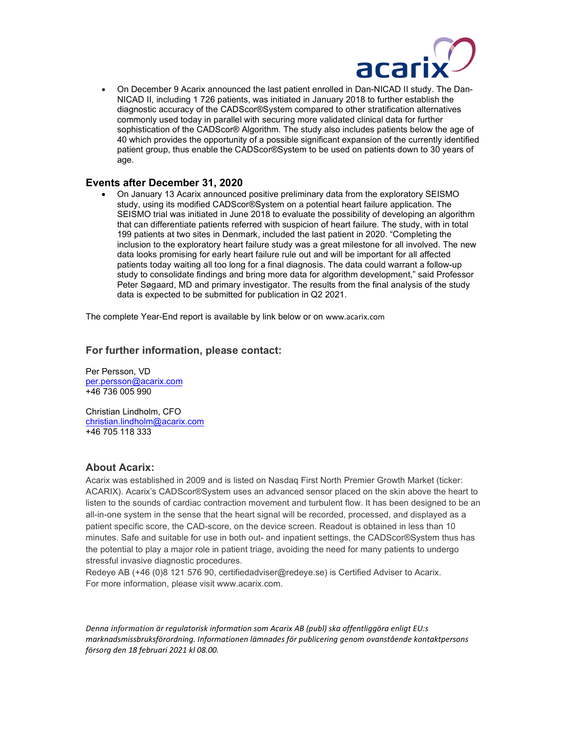- On December 9 Acarix announced the last patient enrolled in Dan-NICAD II study. The Dan-NICAD II, including 1 726 patients, was initiated in January 2018 to further establish the diagnostic accuracy of the CADScor®System compared to other stratification alternatives commonly used today in parallel with securing more validated clinical data for further sophistication of the CADScor® Algorithm. The study also includes patients below the age of 40 which provides the opportunity of a possible significant expansion of the currently identified patient group, thus enable the CADScor®System to be used on patients down to 30 years of age.

### Events after December 31, 2020

- On January 13 Acarix announced positive preliminary data from the exploratory SEISMO study, using its modified CADScor®System on a potential heart failure application. The SEISMO trial was initiated in June 2018 to evaluate the possibility of developing an algorithm that can differentiate patients referred with suspicion of heart failure. The study, with in total 199 patients at two sites in Denmark, included the last patient in 2020. "Completing the inclusion to the exploratory heart failure study was a great milestone for all involved. The new data looks promising for early heart failure rule out and will be important for all affected patients today waiting all too long for a final diagnosis. The data could warrant a follow-up study to consolidate findings and bring more data for algorithm development," said Professor Peter Søgaard, MD and primary investigator. The results from the final analysis of the study data is expected to be submitted for publication in Q2 2021.

The complete Year-End report is available by link below or on www.acarix.com

### For further information, please contact:

Per Persson, VD
per.persson@acarix.com
+46 736 005 990

Christian Lindholm, CFO
christian.lindholm@acarix.com
+46 705 118 333

### About Acarix:

Acarix was established in 2009 and is listed on Nasdaq First North Premier Growth Market (ticker: ACARIX). Acarix's CADScor®System uses an advanced sensor placed on the skin above the heart to listen to the sounds of cardiac contraction movement and turbulent flow. It has been designed to be an all-in-one system in the sense that the heart signal will be recorded, processed, and displayed as a patient specific score, the CAD-score, on the device screen. Readout is obtained in less than 10 minutes. Safe and suitable for use in both out- and inpatient settings, the CADScor®System thus has the potential to play a major role in patient triage, avoiding the need for many patients to undergo stressful invasive diagnostic procedures.
Redeye AB (+46 (0)8 121 576 90, certifiedadviser@redeye.se) is Certified Adviser to Acarix.
For more information, please visit www.acarix.com.

*Denna information är regulatorisk information som Acarix AB (publ) ska offentliggöra enligt EU:s marknadsmissbruksförordning. Informationen lämnades för publicering genom ovanstående kontaktpersons försorg den 18 februari 2021 kl 08.00.*